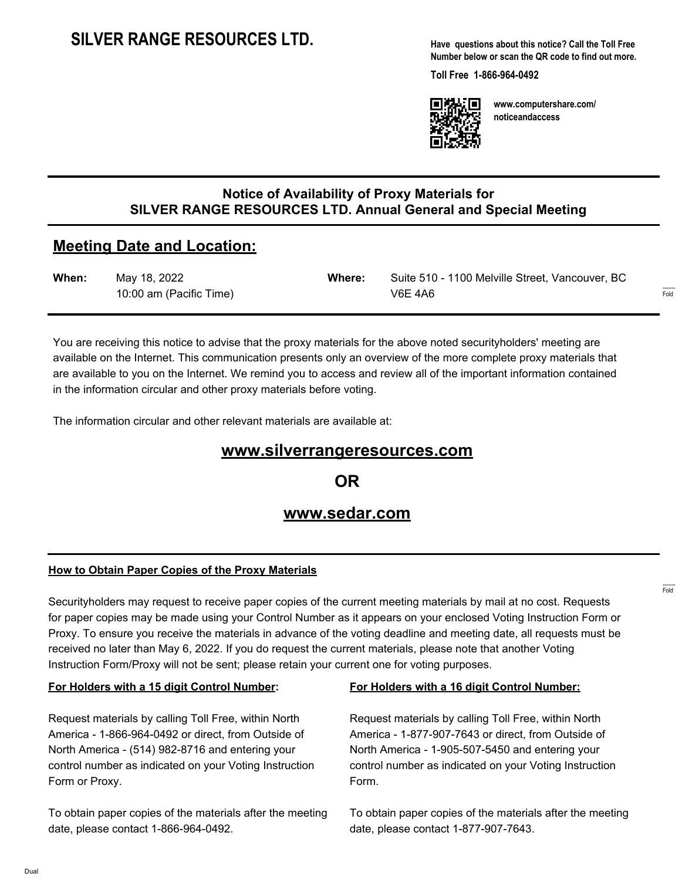# SILVER RANGE RESOURCES LTD.

**Have questions about this notice? Call the Toll Free Number below or scan the QR code to find out more.**

**Toll Free 1-866-964-0492**

**www.computershare.com/noticeandaccess**

## Notice of Availability of Proxy Materials for SILVER RANGE RESOURCES LTD. Annual General and Special Meeting

## Meeting Date and Location:

| | | | |
|---|---|---|---|
| **When:** | May 18, 2022<br>10:00 am (Pacific Time) | **Where:** | Suite 510 - 1100 Melville Street, Vancouver, BC V6E 4A6 |

You are receiving this notice to advise that the proxy materials for the above noted securityholders' meeting are available on the Internet. This communication presents only an overview of the more complete proxy materials that are available to you on the Internet. We remind you to access and review all of the important information contained in the information circular and other proxy materials before voting.

The information circular and other relevant materials are available at:

**www.silverrangeresources.com**

**OR**

**www.sedar.com**

**How to Obtain Paper Copies of the Proxy Materials**

Securityholders may request to receive paper copies of the current meeting materials by mail at no cost. Requests for paper copies may be made using your Control Number as it appears on your enclosed Voting Instruction Form or Proxy. To ensure you receive the materials in advance of the voting deadline and meeting date, all requests must be received no later than May 6, 2022. If you do request the current materials, please note that another Voting Instruction Form/Proxy will not be sent; please retain your current one for voting purposes.

**For Holders with a 15 digit Control Number:**

Request materials by calling Toll Free, within North America - 1-866-964-0492 or direct, from Outside of North America - (514) 982-8716 and entering your control number as indicated on your Voting Instruction Form or Proxy.

To obtain paper copies of the materials after the meeting date, please contact 1-866-964-0492.

**For Holders with a 16 digit Control Number:**

Request materials by calling Toll Free, within North America - 1-877-907-7643 or direct, from Outside of North America - 1-905-507-5450 and entering your control number as indicated on your Voting Instruction Form.

To obtain paper copies of the materials after the meeting date, please contact 1-877-907-7643.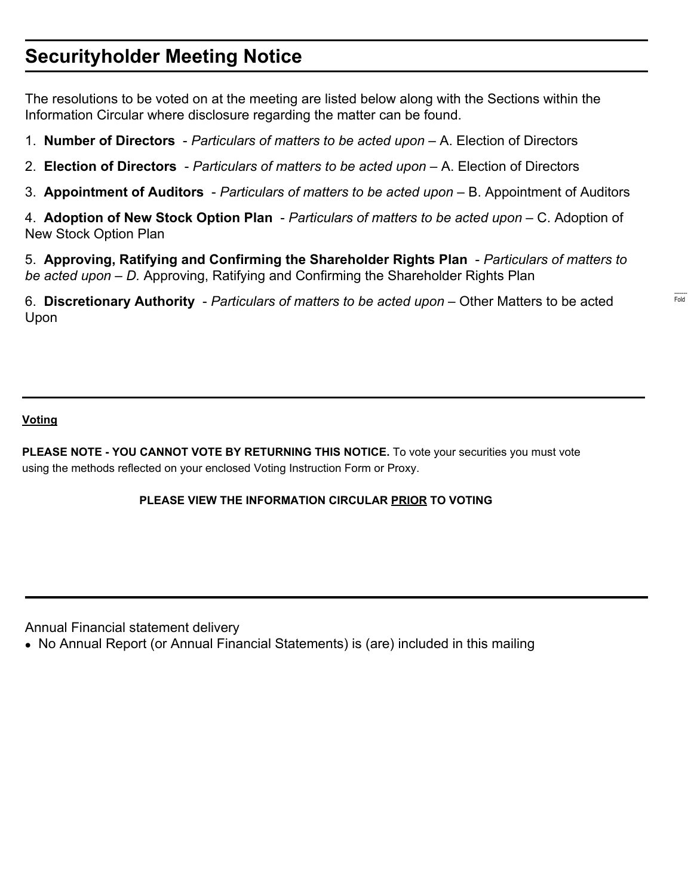## Securityholder Meeting Notice

The resolutions to be voted on at the meeting are listed below along with the Sections within the Information Circular where disclosure regarding the matter can be found.

1. **Number of Directors** - *Particulars of matters to be acted upon* – A. Election of Directors

2. **Election of Directors** - *Particulars of matters to be acted upon* – A. Election of Directors

3. **Appointment of Auditors** - *Particulars of matters to be acted upon* – B. Appointment of Auditors

4. **Adoption of New Stock Option Plan** - *Particulars of matters to be acted upon* – C. Adoption of New Stock Option Plan

5. **Approving, Ratifying and Confirming the Shareholder Rights Plan** - *Particulars of matters to be acted upon – D.* Approving, Ratifying and Confirming the Shareholder Rights Plan

6. **Discretionary Authority** - *Particulars of matters to be acted upon* – Other Matters to be acted Upon

Fold

**Voting**

**PLEASE NOTE - YOU CANNOT VOTE BY RETURNING THIS NOTICE.** To vote your securities you must vote using the methods reflected on your enclosed Voting Instruction Form or Proxy.

**PLEASE VIEW THE INFORMATION CIRCULAR PRIOR TO VOTING**

Annual Financial statement delivery

- No Annual Report (or Annual Financial Statements) is (are) included in this mailing